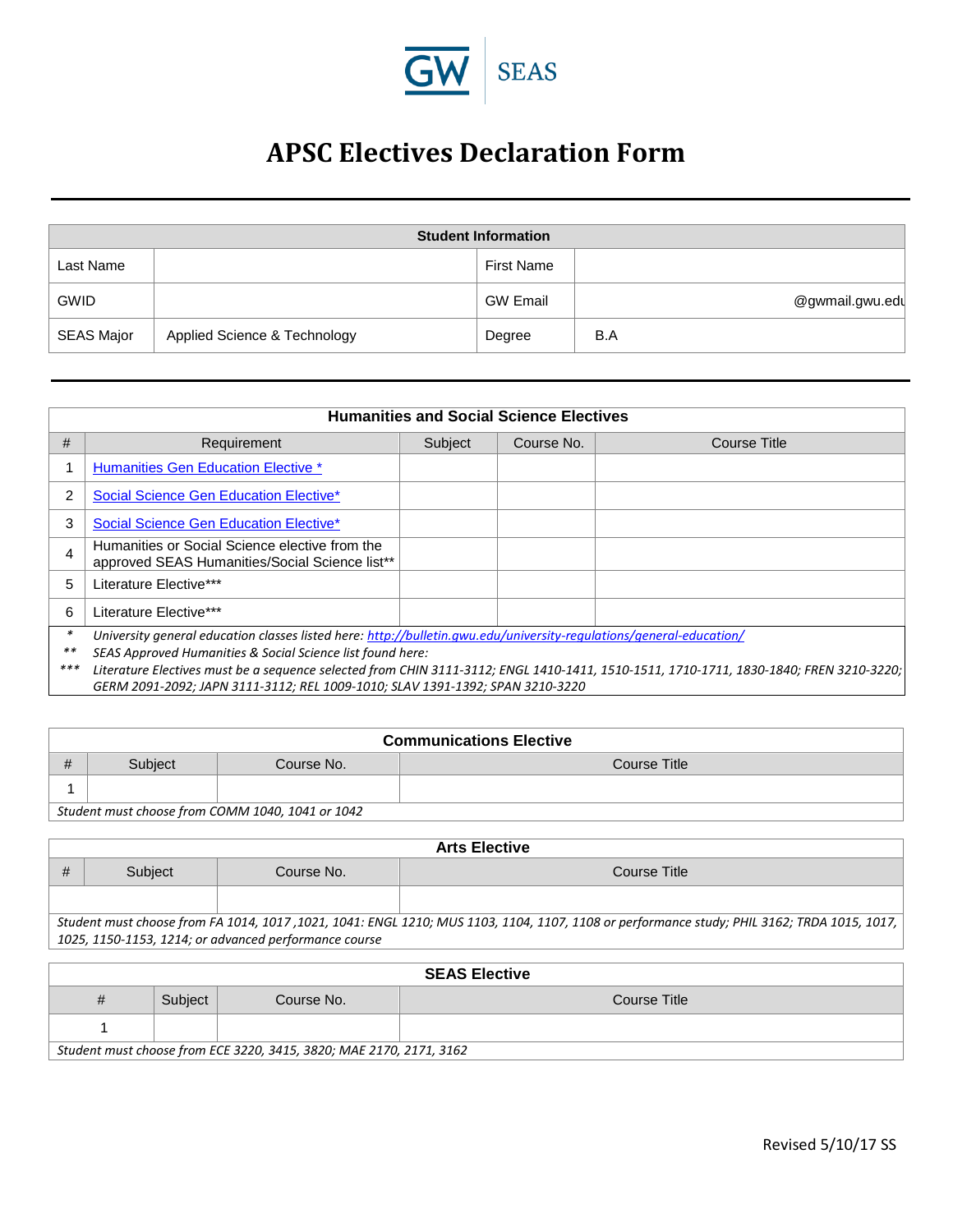GW SEAS

# APSC Electives Declaration Form

| Student Information | | | |
|---|---|---|---|
| Last Name | | First Name | |
| GWID | | GW Email | @gwmail.gwu.edu |
| SEAS Major | Applied Science & Technology | Degree | B.A |

## Humanities and Social Science Electives

| # | Requirement | Subject | Course No. | Course Title |
|---|---|---|---|---|
| 1 | Humanities Gen Education Elective * | | | |
| 2 | Social Science Gen Education Elective* | | | |
| 3 | Social Science Gen Education Elective* | | | |
| 4 | Humanities or Social Science elective from the approved SEAS Humanities/Social Science list** | | | |
| 5 | Literature Elective*** | | | |
| 6 | Literature Elective*** | | | |

\* *University general education classes listed here: http://bulletin.gwu.edu/university-regulations/general-education/*

\** *SEAS Approved Humanities & Social Science list found here:*

\*** *Literature Electives must be a sequence selected from CHIN 3111-3112; ENGL 1410-1411, 1510-1511, 1710-1711, 1830-1840; FREN 3210-3220; GERM 2091-2092; JAPN 3111-3112; REL 1009-1010; SLAV 1391-1392; SPAN 3210-3220*

## Communications Elective

| # | Subject | Course No. | Course Title |
|---|---|---|---|
| 1 | | | |

*Student must choose from COMM 1040, 1041 or 1042*

## Arts Elective

| # | Subject | Course No. | Course Title |
|---|---|---|---|
| | | | |

*Student must choose from FA 1014, 1017 ,1021, 1041: ENGL 1210; MUS 1103, 1104, 1107, 1108 or performance study; PHIL 3162; TRDA 1015, 1017, 1025, 1150-1153, 1214; or advanced performance course*

## SEAS Elective

| # | Subject | Course No. | Course Title |
|---|---|---|---|
| 1 | | | |

*Student must choose from ECE 3220, 3415, 3820; MAE 2170, 2171, 3162*

Revised 5/10/17 SS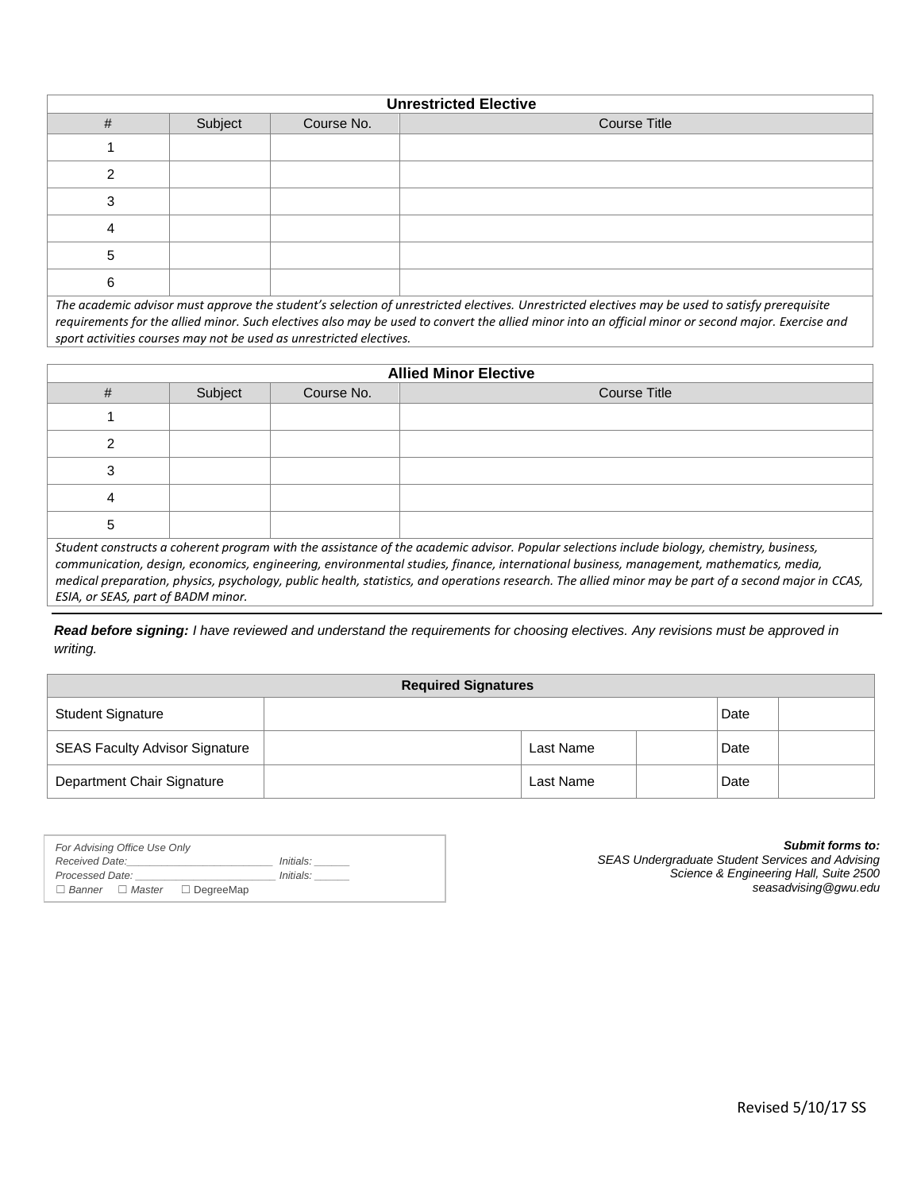### Unrestricted Elective

| # | Subject | Course No. | Course Title |
|---|---|---|---|
| 1 | | | |
| 2 | | | |
| 3 | | | |
| 4 | | | |
| 5 | | | |
| 6 | | | |

*The academic advisor must approve the student's selection of unrestricted electives. Unrestricted electives may be used to satisfy prerequisite requirements for the allied minor. Such electives also may be used to convert the allied minor into an official minor or second major. Exercise and sport activities courses may not be used as unrestricted electives.*

### Allied Minor Elective

| # | Subject | Course No. | Course Title |
|---|---|---|---|
| 1 | | | |
| 2 | | | |
| 3 | | | |
| 4 | | | |
| 5 | | | |

*Student constructs a coherent program with the assistance of the academic advisor. Popular selections include biology, chemistry, business, communication, design, economics, engineering, environmental studies, finance, international business, management, mathematics, media, medical preparation, physics, psychology, public health, statistics, and operations research. The allied minor may be part of a second major in CCAS, ESIA, or SEAS, part of BADM minor.*

***Read before signing:*** *I have reviewed and understand the requirements for choosing electives. Any revisions must be approved in writing.*

### Required Signatures

| | | | | | |
|---|---|---|---|---|---|
| Student Signature | | | | Date | |
| SEAS Faculty Advisor Signature | | Last Name | | Date | |
| Department Chair Signature | | Last Name | | Date | |

*For Advising Office Use Only*
*Received Date:_________________________ Initials: ______*
*Processed Date: ________________________ Initials: ______*
☐ *Banner* ☐ *Master* ☐ DegreeMap

***Submit forms to:***
*SEAS Undergraduate Student Services and Advising*
*Science & Engineering Hall, Suite 2500*
*seasadvising@gwu.edu*

Revised 5/10/17 SS